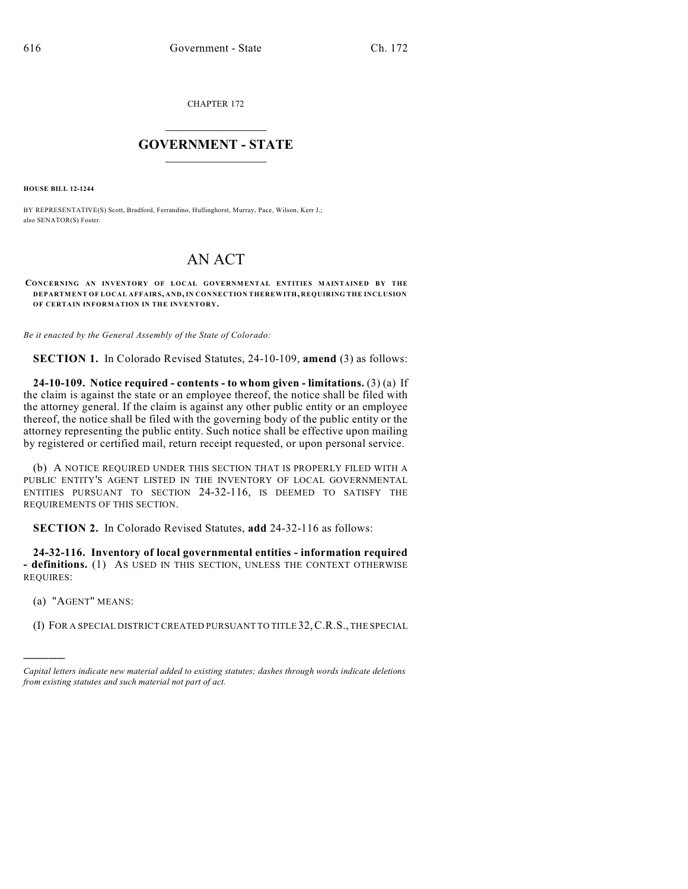CHAPTER 172

# GOVERNMENT - STATE

**HOUSE BILL 12-1244**

BY REPRESENTATIVE(S) Scott, Bradford, Ferrandino, Hullinghorst, Murray, Pace, Wilson, Kerr J.; also SENATOR(S) Foster.

# AN ACT

**CONCERNING AN INVENTORY OF LOCAL GOVERNMENTAL ENTITIES MAINTAINED BY THE DEPARTMENT OF LOCAL AFFAIRS, AND, IN CONNECTION THEREWITH, REQUIRING THE INCLUSION OF CERTAIN INFORMATION IN THE INVENTORY.**

*Be it enacted by the General Assembly of the State of Colorado:*

**SECTION 1.** In Colorado Revised Statutes, 24-10-109, **amend** (3) as follows:

**24-10-109. Notice required - contents - to whom given - limitations.** (3) (a) If the claim is against the state or an employee thereof, the notice shall be filed with the attorney general. If the claim is against any other public entity or an employee thereof, the notice shall be filed with the governing body of the public entity or the attorney representing the public entity. Such notice shall be effective upon mailing by registered or certified mail, return receipt requested, or upon personal service.

(b) A NOTICE REQUIRED UNDER THIS SECTION THAT IS PROPERLY FILED WITH A PUBLIC ENTITY'S AGENT LISTED IN THE INVENTORY OF LOCAL GOVERNMENTAL ENTITIES PURSUANT TO SECTION 24-32-116, IS DEEMED TO SATISFY THE REQUIREMENTS OF THIS SECTION.

**SECTION 2.** In Colorado Revised Statutes, **add** 24-32-116 as follows:

**24-32-116. Inventory of local governmental entities - information required - definitions.** (1) AS USED IN THIS SECTION, UNLESS THE CONTEXT OTHERWISE REQUIRES:

(a) "AGENT" MEANS:

(I) FOR A SPECIAL DISTRICT CREATED PURSUANT TO TITLE 32, C.R.S., THE SPECIAL

---

*Capital letters indicate new material added to existing statutes; dashes through words indicate deletions from existing statutes and such material not part of act.*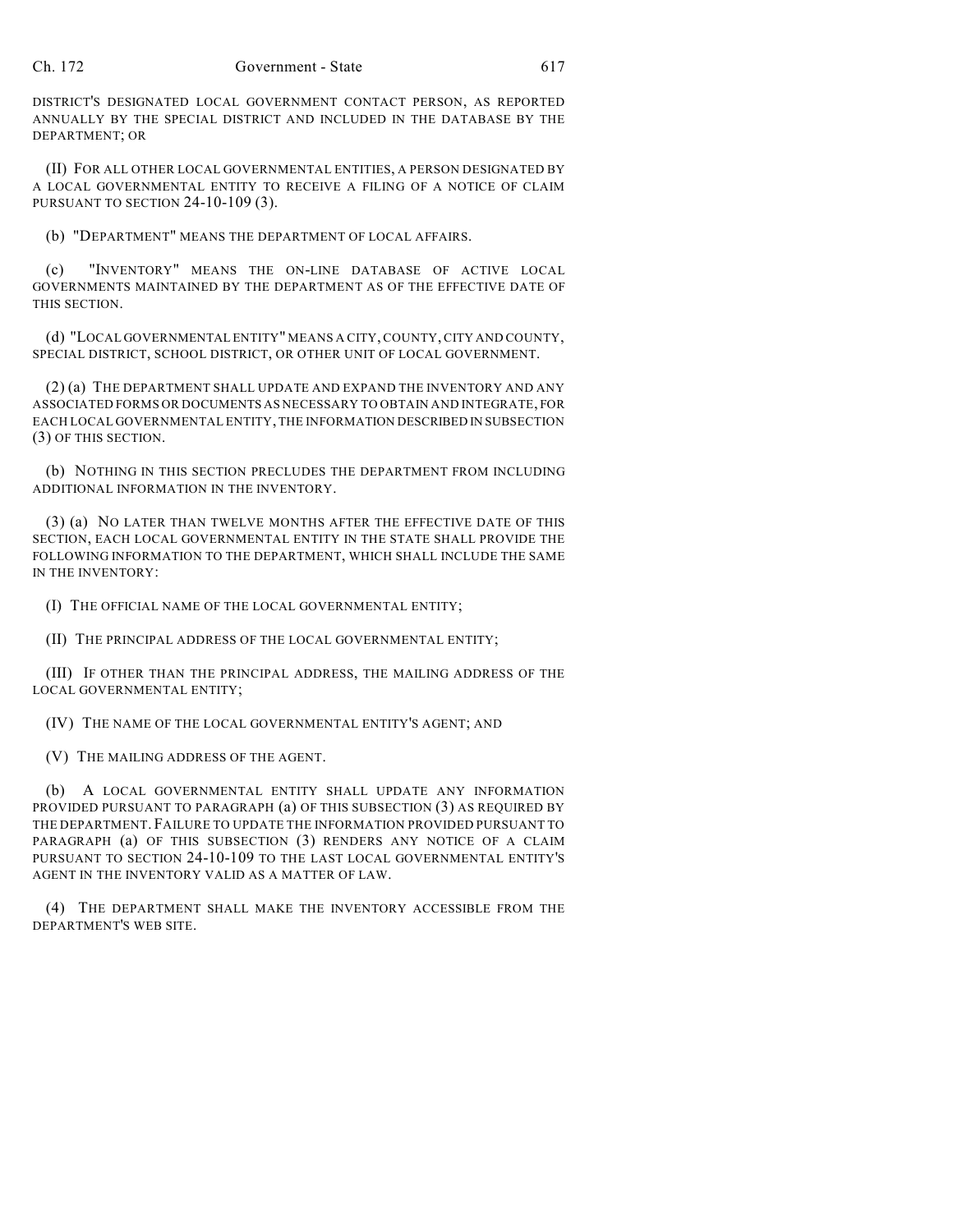DISTRICT'S DESIGNATED LOCAL GOVERNMENT CONTACT PERSON, AS REPORTED ANNUALLY BY THE SPECIAL DISTRICT AND INCLUDED IN THE DATABASE BY THE DEPARTMENT; OR

(II) FOR ALL OTHER LOCAL GOVERNMENTAL ENTITIES, A PERSON DESIGNATED BY A LOCAL GOVERNMENTAL ENTITY TO RECEIVE A FILING OF A NOTICE OF CLAIM PURSUANT TO SECTION 24-10-109 (3).

(b) "DEPARTMENT" MEANS THE DEPARTMENT OF LOCAL AFFAIRS.

(c) "INVENTORY" MEANS THE ON-LINE DATABASE OF ACTIVE LOCAL GOVERNMENTS MAINTAINED BY THE DEPARTMENT AS OF THE EFFECTIVE DATE OF THIS SECTION.

(d) "LOCAL GOVERNMENTAL ENTITY" MEANS A CITY, COUNTY, CITY AND COUNTY, SPECIAL DISTRICT, SCHOOL DISTRICT, OR OTHER UNIT OF LOCAL GOVERNMENT.

(2) (a) THE DEPARTMENT SHALL UPDATE AND EXPAND THE INVENTORY AND ANY ASSOCIATED FORMS OR DOCUMENTS AS NECESSARY TO OBTAIN AND INTEGRATE, FOR EACH LOCAL GOVERNMENTAL ENTITY, THE INFORMATION DESCRIBED IN SUBSECTION (3) OF THIS SECTION.

(b) NOTHING IN THIS SECTION PRECLUDES THE DEPARTMENT FROM INCLUDING ADDITIONAL INFORMATION IN THE INVENTORY.

(3) (a) NO LATER THAN TWELVE MONTHS AFTER THE EFFECTIVE DATE OF THIS SECTION, EACH LOCAL GOVERNMENTAL ENTITY IN THE STATE SHALL PROVIDE THE FOLLOWING INFORMATION TO THE DEPARTMENT, WHICH SHALL INCLUDE THE SAME IN THE INVENTORY:

(I) THE OFFICIAL NAME OF THE LOCAL GOVERNMENTAL ENTITY;

(II) THE PRINCIPAL ADDRESS OF THE LOCAL GOVERNMENTAL ENTITY;

(III) IF OTHER THAN THE PRINCIPAL ADDRESS, THE MAILING ADDRESS OF THE LOCAL GOVERNMENTAL ENTITY;

(IV) THE NAME OF THE LOCAL GOVERNMENTAL ENTITY'S AGENT; AND

(V) THE MAILING ADDRESS OF THE AGENT.

(b) A LOCAL GOVERNMENTAL ENTITY SHALL UPDATE ANY INFORMATION PROVIDED PURSUANT TO PARAGRAPH (a) OF THIS SUBSECTION (3) AS REQUIRED BY THE DEPARTMENT. FAILURE TO UPDATE THE INFORMATION PROVIDED PURSUANT TO PARAGRAPH (a) OF THIS SUBSECTION (3) RENDERS ANY NOTICE OF A CLAIM PURSUANT TO SECTION 24-10-109 TO THE LAST LOCAL GOVERNMENTAL ENTITY'S AGENT IN THE INVENTORY VALID AS A MATTER OF LAW.

(4) THE DEPARTMENT SHALL MAKE THE INVENTORY ACCESSIBLE FROM THE DEPARTMENT'S WEB SITE.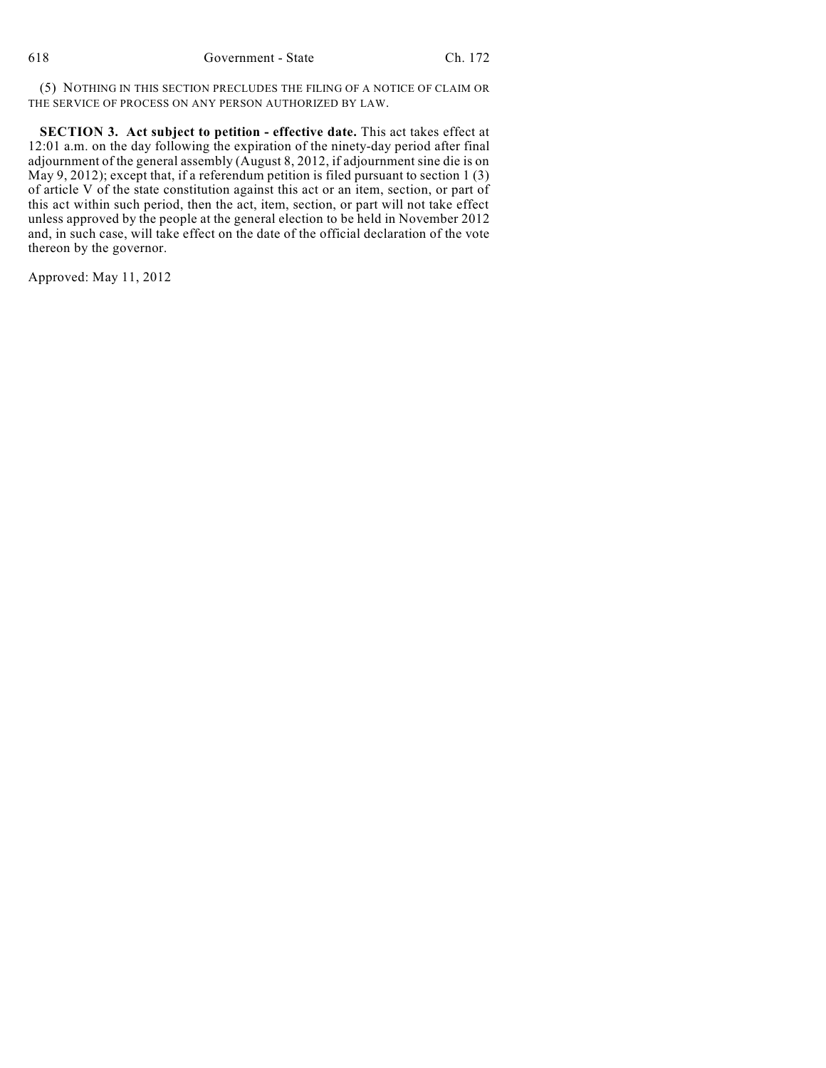(5) NOTHING IN THIS SECTION PRECLUDES THE FILING OF A NOTICE OF CLAIM OR THE SERVICE OF PROCESS ON ANY PERSON AUTHORIZED BY LAW.

**SECTION 3. Act subject to petition - effective date.** This act takes effect at 12:01 a.m. on the day following the expiration of the ninety-day period after final adjournment of the general assembly (August 8, 2012, if adjournment sine die is on May 9, 2012); except that, if a referendum petition is filed pursuant to section 1 (3) of article V of the state constitution against this act or an item, section, or part of this act within such period, then the act, item, section, or part will not take effect unless approved by the people at the general election to be held in November 2012 and, in such case, will take effect on the date of the official declaration of the vote thereon by the governor.

Approved: May 11, 2012